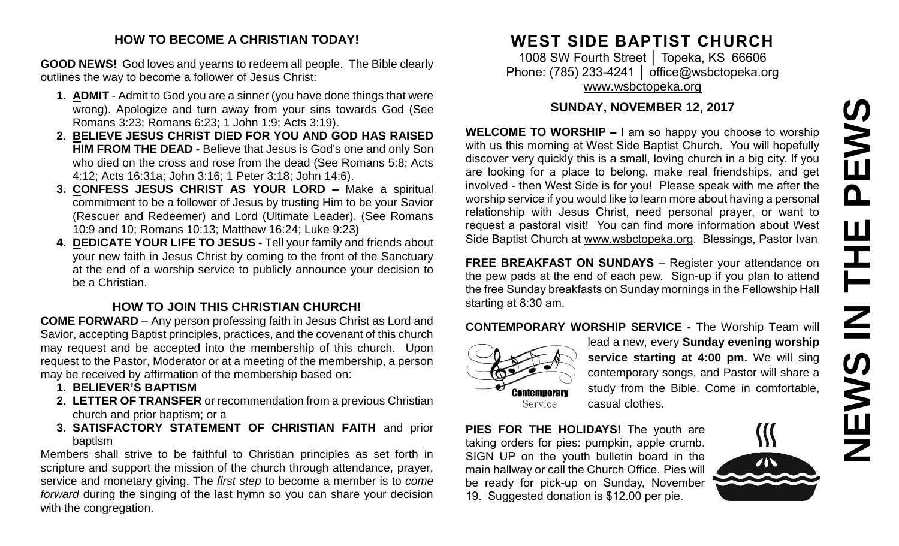## HOW TO BECOME A CHRISTIAN TODAY!

**GOOD NEWS!** God loves and yearns to redeem all people. The Bible clearly outlines the way to become a follower of Jesus Christ:

1. **ADMIT** - Admit to God you are a sinner (you have done things that were wrong). Apologize and turn away from your sins towards God (See Romans 3:23; Romans 6:23; 1 John 1:9; Acts 3:19).
2. **BELIEVE JESUS CHRIST DIED FOR YOU AND GOD HAS RAISED HIM FROM THE DEAD -** Believe that Jesus is God's one and only Son who died on the cross and rose from the dead (See Romans 5:8; Acts 4:12; Acts 16:31a; John 3:16; 1 Peter 3:18; John 14:6).
3. **CONFESS JESUS CHRIST AS YOUR LORD –** Make a spiritual commitment to be a follower of Jesus by trusting Him to be your Savior (Rescuer and Redeemer) and Lord (Ultimate Leader). (See Romans 10:9 and 10; Romans 10:13; Matthew 16:24; Luke 9:23)
4. **DEDICATE YOUR LIFE TO JESUS -** Tell your family and friends about your new faith in Jesus Christ by coming to the front of the Sanctuary at the end of a worship service to publicly announce your decision to be a Christian.

## HOW TO JOIN THIS CHRISTIAN CHURCH!

**COME FORWARD** – Any person professing faith in Jesus Christ as Lord and Savior, accepting Baptist principles, practices, and the covenant of this church may request and be accepted into the membership of this church. Upon request to the Pastor, Moderator or at a meeting of the membership, a person may be received by affirmation of the membership based on:

1. **BELIEVER'S BAPTISM**
2. **LETTER OF TRANSFER** or recommendation from a previous Christian church and prior baptism; or a
3. **SATISFACTORY STATEMENT OF CHRISTIAN FAITH** and prior baptism

Members shall strive to be faithful to Christian principles as set forth in scripture and support the mission of the church through attendance, prayer, service and monetary giving. The *first step* to become a member is to *come forward* during the singing of the last hymn so you can share your decision with the congregation.

# WEST SIDE BAPTIST CHURCH

1008 SW Fourth Street │ Topeka, KS 66606
Phone: (785) 233-4241 │ office@wsbctopeka.org
www.wsbctopeka.org

### SUNDAY, NOVEMBER 12, 2017

**WELCOME TO WORSHIP –** I am so happy you choose to worship with us this morning at West Side Baptist Church. You will hopefully discover very quickly this is a small, loving church in a big city. If you are looking for a place to belong, make real friendships, and get involved - then West Side is for you! Please speak with me after the worship service if you would like to learn more about having a personal relationship with Jesus Christ, need personal prayer, or want to request a pastoral visit! You can find more information about West Side Baptist Church at www.wsbctopeka.org. Blessings, Pastor Ivan

**FREE BREAKFAST ON SUNDAYS** – Register your attendance on the pew pads at the end of each pew. Sign-up if you plan to attend the free Sunday breakfasts on Sunday mornings in the Fellowship Hall starting at 8:30 am.

**CONTEMPORARY WORSHIP SERVICE -** The Worship Team will lead a new, every **Sunday evening worship service starting at 4:00 pm.** We will sing contemporary songs, and Pastor will share a study from the Bible. Come in comfortable, casual clothes.

**PIES FOR THE HOLIDAYS!** The youth are taking orders for pies: pumpkin, apple crumb. SIGN UP on the youth bulletin board in the main hallway or call the Church Office. Pies will be ready for pick-up on Sunday, November 19. Suggested donation is $12.00 per pie.

# NEWS IN THE PEWS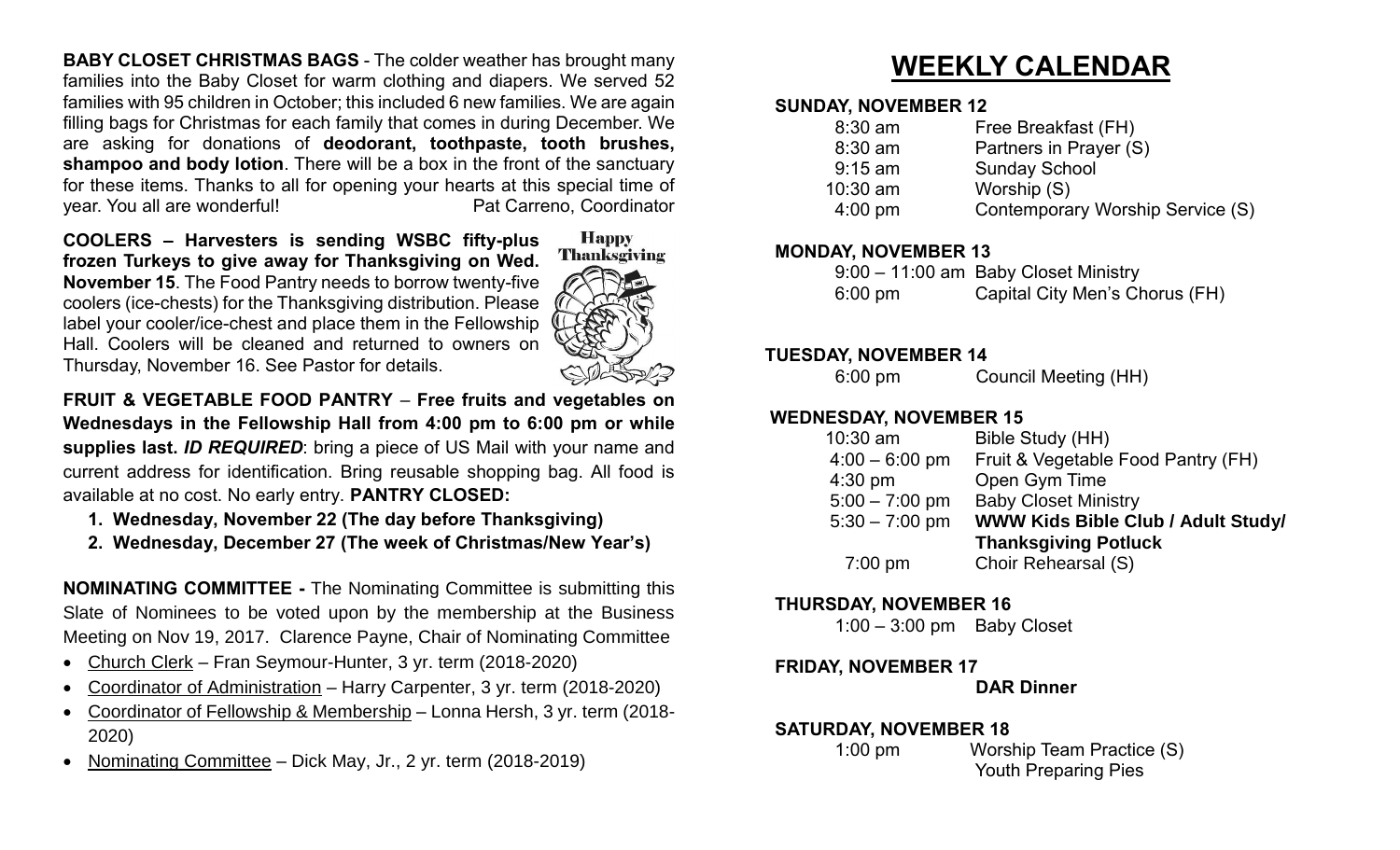**BABY CLOSET CHRISTMAS BAGS** - The colder weather has brought many families into the Baby Closet for warm clothing and diapers. We served 52 families with 95 children in October; this included 6 new families. We are again filling bags for Christmas for each family that comes in during December. We are asking for donations of **deodorant, toothpaste, tooth brushes, shampoo and body lotion**. There will be a box in the front of the sanctuary for these items. Thanks to all for opening your hearts at this special time of year. You all are wonderful! Pat Carreno, Coordinator

**COOLERS – Harvesters is sending WSBC fifty-plus frozen Turkeys to give away for Thanksgiving on Wed. November 15**. The Food Pantry needs to borrow twenty-five coolers (ice-chests) for the Thanksgiving distribution. Please label your cooler/ice-chest and place them in the Fellowship Hall. Coolers will be cleaned and returned to owners on Thursday, November 16. See Pastor for details.

Happy Thanksgiving

**FRUIT & VEGETABLE FOOD PANTRY** – **Free fruits and vegetables on Wednesdays in the Fellowship Hall from 4:00 pm to 6:00 pm or while supplies last.** ***ID REQUIRED***: bring a piece of US Mail with your name and current address for identification. Bring reusable shopping bag. All food is available at no cost. No early entry. **PANTRY CLOSED:**

1. **Wednesday, November 22 (The day before Thanksgiving)**
2. **Wednesday, December 27 (The week of Christmas/New Year's)**

**NOMINATING COMMITTEE -** The Nominating Committee is submitting this Slate of Nominees to be voted upon by the membership at the Business Meeting on Nov 19, 2017. Clarence Payne, Chair of Nominating Committee

- Church Clerk – Fran Seymour-Hunter, 3 yr. term (2018-2020)
- Coordinator of Administration – Harry Carpenter, 3 yr. term (2018-2020)
- Coordinator of Fellowship & Membership – Lonna Hersh, 3 yr. term (2018-2020)
- Nominating Committee – Dick May, Jr., 2 yr. term (2018-2019)

# WEEKLY CALENDAR

**SUNDAY, NOVEMBER 12**

| | |
|---|---|
| 8:30 am | Free Breakfast (FH) |
| 8:30 am | Partners in Prayer (S) |
| 9:15 am | Sunday School |
| 10:30 am | Worship (S) |
| 4:00 pm | Contemporary Worship Service (S) |

**MONDAY, NOVEMBER 13**

| | |
|---|---|
| 9:00 – 11:00 am | Baby Closet Ministry |
| 6:00 pm | Capital City Men's Chorus (FH) |

**TUESDAY, NOVEMBER 14**

| | |
|---|---|
| 6:00 pm | Council Meeting (HH) |

**WEDNESDAY, NOVEMBER 15**

| | |
|---|---|
| 10:30 am | Bible Study (HH) |
| 4:00 – 6:00 pm | Fruit & Vegetable Food Pantry (FH) |
| 4:30 pm | Open Gym Time |
| 5:00 – 7:00 pm | Baby Closet Ministry |
| 5:30 – 7:00 pm | **WWW Kids Bible Club / Adult Study/ Thanksgiving Potluck** |
| 7:00 pm | Choir Rehearsal (S) |

**THURSDAY, NOVEMBER 16**

| | |
|---|---|
| 1:00 – 3:00 pm | Baby Closet |

**FRIDAY, NOVEMBER 17**

**DAR Dinner**

**SATURDAY, NOVEMBER 18**

| | |
|---|---|
| 1:00 pm | Worship Team Practice (S) |
| | Youth Preparing Pies |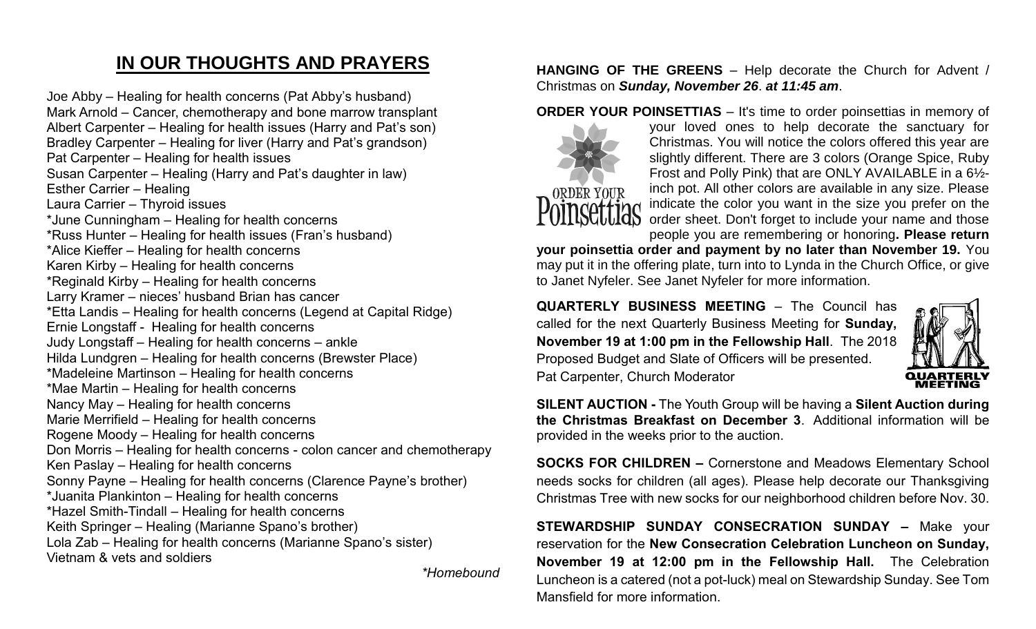# IN OUR THOUGHTS AND PRAYERS

Joe Abby – Healing for health concerns (Pat Abby's husband)
Mark Arnold – Cancer, chemotherapy and bone marrow transplant
Albert Carpenter – Healing for health issues (Harry and Pat's son)
Bradley Carpenter – Healing for liver (Harry and Pat's grandson)
Pat Carpenter – Healing for health issues
Susan Carpenter – Healing (Harry and Pat's daughter in law)
Esther Carrier – Healing
Laura Carrier – Thyroid issues
*June Cunningham – Healing for health concerns
*Russ Hunter – Healing for health issues (Fran's husband)
*Alice Kieffer – Healing for health concerns
Karen Kirby – Healing for health concerns
*Reginald Kirby – Healing for health concerns
Larry Kramer – nieces' husband Brian has cancer
*Etta Landis – Healing for health concerns (Legend at Capital Ridge)
Ernie Longstaff - Healing for health concerns
Judy Longstaff – Healing for health concerns – ankle
Hilda Lundgren – Healing for health concerns (Brewster Place)
*Madeleine Martinson – Healing for health concerns
*Mae Martin – Healing for health concerns
Nancy May – Healing for health concerns
Marie Merrifield – Healing for health concerns
Rogene Moody – Healing for health concerns
Don Morris – Healing for health concerns - colon cancer and chemotherapy
Ken Paslay – Healing for health concerns
Sonny Payne – Healing for health concerns (Clarence Payne's brother)
*Juanita Plankinton – Healing for health concerns
*Hazel Smith-Tindall – Healing for health concerns
Keith Springer – Healing (Marianne Spano's brother)
Lola Zab – Healing for health concerns (Marianne Spano's sister)
Vietnam & vets and soldiers

*\*Homebound*

**HANGING OF THE GREENS** – Help decorate the Church for Advent / Christmas on ***Sunday, November 26***. ***at 11:45 am***.

**ORDER YOUR POINSETTIAS** – It's time to order poinsettias in memory of your loved ones to help decorate the sanctuary for Christmas. You will notice the colors offered this year are slightly different. There are 3 colors (Orange Spice, Ruby Frost and Polly Pink) that are ONLY AVAILABLE in a 6½-inch pot. All other colors are available in any size. Please indicate the color you want in the size you prefer on the order sheet. Don't forget to include your name and those people you are remembering or honoring**. Please return your poinsettia order and payment by no later than November 19.** You may put it in the offering plate, turn into to Lynda in the Church Office, or give to Janet Nyfeler. See Janet Nyfeler for more information.

**QUARTERLY BUSINESS MEETING** – The Council has called for the next Quarterly Business Meeting for **Sunday, November 19 at 1:00 pm in the Fellowship Hall**. The 2018 Proposed Budget and Slate of Officers will be presented.
Pat Carpenter, Church Moderator

**SILENT AUCTION -** The Youth Group will be having a **Silent Auction during the Christmas Breakfast on December 3**. Additional information will be provided in the weeks prior to the auction.

**SOCKS FOR CHILDREN –** Cornerstone and Meadows Elementary School needs socks for children (all ages). Please help decorate our Thanksgiving Christmas Tree with new socks for our neighborhood children before Nov. 30.

**STEWARDSHIP SUNDAY CONSECRATION SUNDAY –** Make your reservation for the **New Consecration Celebration Luncheon on Sunday, November 19 at 12:00 pm in the Fellowship Hall.** The Celebration Luncheon is a catered (not a pot-luck) meal on Stewardship Sunday. See Tom Mansfield for more information.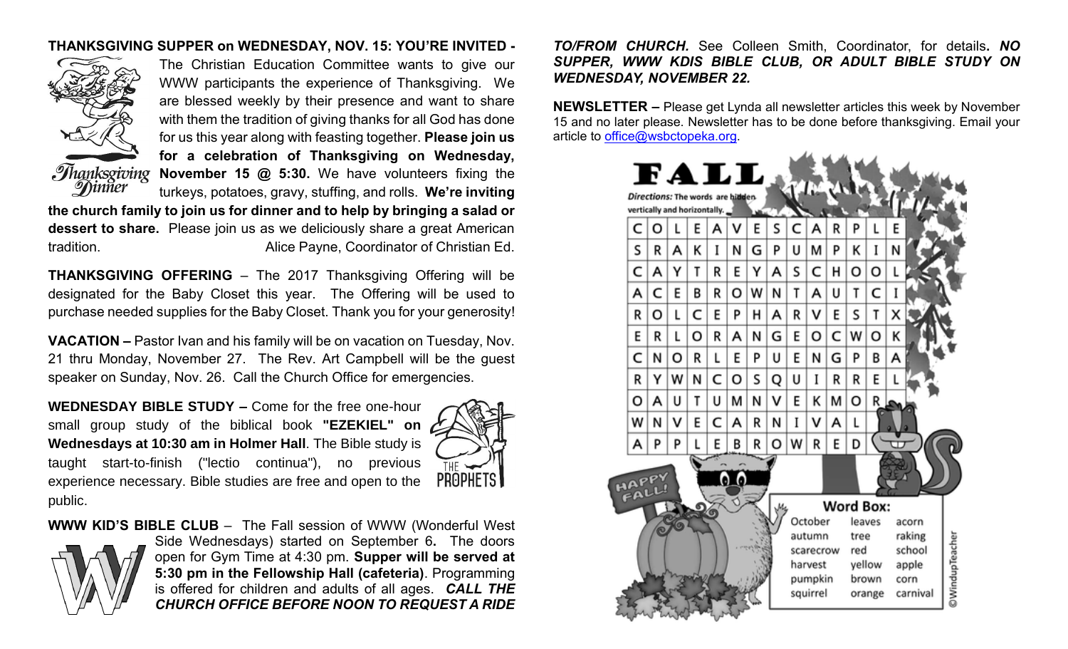**THANKSGIVING SUPPER on WEDNESDAY, NOV. 15: YOU'RE INVITED -** The Christian Education Committee wants to give our WWW participants the experience of Thanksgiving. We are blessed weekly by their presence and want to share with them the tradition of giving thanks for all God has done for us this year along with feasting together. **Please join us for a celebration of Thanksgiving on Wednesday, November 15 @ 5:30.** We have volunteers fixing the turkeys, potatoes, gravy, stuffing, and rolls. **We're inviting the church family to join us for dinner and to help by bringing a salad or dessert to share.** Please join us as we deliciously share a great American tradition. Alice Payne, Coordinator of Christian Ed.

**THANKSGIVING OFFERING** – The 2017 Thanksgiving Offering will be designated for the Baby Closet this year. The Offering will be used to purchase needed supplies for the Baby Closet. Thank you for your generosity!

**VACATION –** Pastor Ivan and his family will be on vacation on Tuesday, Nov. 21 thru Monday, November 27. The Rev. Art Campbell will be the guest speaker on Sunday, Nov. 26. Call the Church Office for emergencies.

**WEDNESDAY BIBLE STUDY –** Come for the free one-hour small group study of the biblical book **"EZEKIEL" on Wednesdays at 10:30 am in Holmer Hall**. The Bible study is taught start-to-finish ("lectio continua"), no previous experience necessary. Bible studies are free and open to the public.

**WWW KID'S BIBLE CLUB** – The Fall session of WWW (Wonderful West Side Wednesdays) started on September 6**.** The doors open for Gym Time at 4:30 pm. **Supper will be served at 5:30 pm in the Fellowship Hall (cafeteria)**. Programming is offered for children and adults of all ages. ***CALL THE CHURCH OFFICE BEFORE NOON TO REQUEST A RIDE TO/FROM CHURCH.*** See Colleen Smith, Coordinator, for details**. *NO SUPPER, WWW KDIS BIBLE CLUB, OR ADULT BIBLE STUDY ON WEDNESDAY, NOVEMBER 22.***

**NEWSLETTER –** Please get Lynda all newsletter articles this week by November 15 and no later please. Newsletter has to be done before thanksgiving. Email your article to office@wsbctopeka.org.

# FALL

***Directions:*** The words are hidden vertically and horizontally.

| | | | | | | | | | | | | | |
|---|---|---|---|---|---|---|---|---|---|---|---|---|---|
| C | O | L | E | A | V | E | S | C | A | R | P | L | E |
| S | R | A | K | I | N | G | P | U | M | P | K | I | N |
| C | A | Y | T | R | E | Y | A | S | C | H | O | O | L |
| A | C | E | B | R | O | W | N | T | A | U | T | C | I |
| R | O | L | C | E | P | H | A | R | V | E | S | T | X |
| E | R | L | O | R | A | N | G | E | O | C | W | O | K |
| C | N | O | R | L | E | P | U | E | N | G | P | B | A |
| R | Y | W | N | C | O | S | Q | U | I | R | R | E | L |
| O | A | U | T | U | M | N | V | E | K | M | O | R | |
| W | N | V | E | C | A | R | N | I | V | A | L | | |
| A | P | P | L | E | B | R | O | W | R | E | D | | |

**Word Box:**

| | | |
|---|---|---|
| October | leaves | acorn |
| autumn | tree | raking |
| scarecrow | red | school |
| harvest | yellow | apple |
| pumpkin | brown | corn |
| squirrel | orange | carnival |

©WindupTeacher